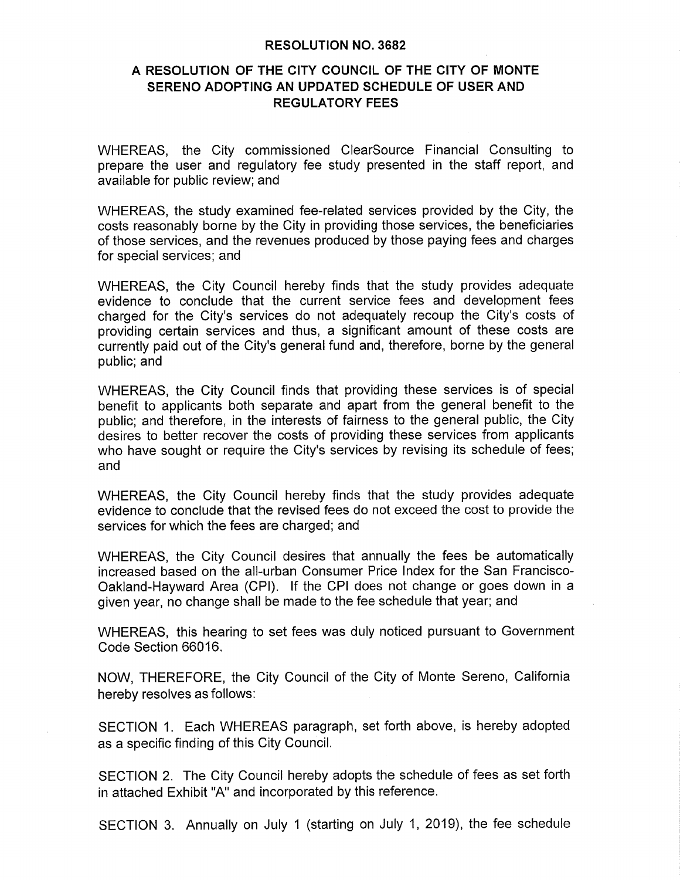# RESOLUTION NO. 3682

## A RESOLUTION OF THE CITY COUNCIL OF THE CITY OF MONTE SERENO ADOPTING AN UPDATED SCHEDULE OF USER AND REGULATORY FEES

WHEREAS, the City commissioned ClearSource Financial Consulting to prepare the user and regulatory fee study presented in the staff report, and available for public review; and

WHEREAS, the study examined fee-related services provided by the City, the costs reasonably borne by the City in providing those services, the beneficiaries of those services, and the revenues produced by those paying fees and charges for special services; and

WHEREAS, the City Council hereby finds that the study provides adequate evidence to conclude that the current service fees and development fees charged for the City's services do not adequately recoup the City's costs of providing certain services and thus, a significant amount of these costs are currently paid out of the City's general fund and, therefore, borne by the general public; and

WHEREAS, the City Council finds that providing these services is of special benefit to applicants both separate and apart from the general benefit to the public; and therefore, in the interests of fairness to the general public, the City desires to better recover the costs of providing these services from applicants who have sought or require the City's services by revising its schedule of fees; and

WHEREAS, the City Council hereby finds that the study provides adequate evidence to conclude that the revised fees do not exceed the cost to provide the services for which the fees are charged; and

WHEREAS, the City Council desires that annually the fees be automatically increased based on the all-urban Consumer Price Index for the San Francisco-Oakland-Hayward Area (CPI). If the CPI does not change or goes down in a given year, no change shall be made to the fee schedule that year; and

WHEREAS, this hearing to set fees was duly noticed pursuant to Government Code Section 66016.

NOW, THEREFORE, the City Council of the City of Monte Sereno, California hereby resolves as follows:

SECTION 1. Each WHEREAS paragraph, set forth above, is hereby adopted as a specific finding of this City Council.

SECTION 2. The City Council hereby adopts the schedule of fees as set forth in attached Exhibit "A" and incorporated by this reference.

SECTION 3. Annually on July 1 (starting on July 1, 2019), the fee schedule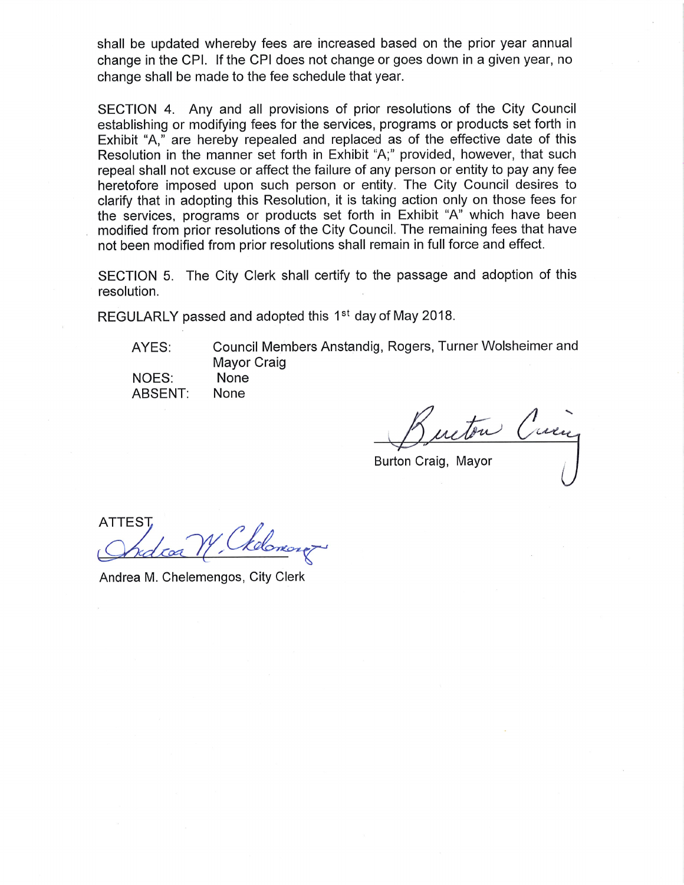shall be updated whereby fees are increased based on the prior year annual change in the CPI. If the CPI does not change or goes down in a given year, no change shall be made to the fee schedule that year.

SECTION 4. Any and all provisions of prior resolutions of the City Council establishing or modifying fees for the services, programs or products set forth in Exhibit "A," are hereby repealed and replaced as of the effective date of this Resolution in the manner set forth in Exhibit "A;" provided, however, that such repeal shall not excuse or affect the failure of any person or entity to pay any fee heretofore imposed upon such person or entity. The City Council desires to clarify that in adopting this Resolution, it is taking action only on those fees for the services, programs or products set forth in Exhibit "A" which have been modified from prior resolutions of the City Council. The remaining fees that have not been modified from prior resolutions shall remain in full force and effect.

SECTION 5. The City Clerk shall certify to the passage and adoption of this resolution.

REGULARLY passed and adopted this 1st day of May 2018.

AYES: Council Members Anstandig, Rogers, Turner Wolsheimer and Mayor Craig
NOES: None
ABSENT: None

Burton Craig, Mayor

ATTEST

Andrea M. Chelemengos, City Clerk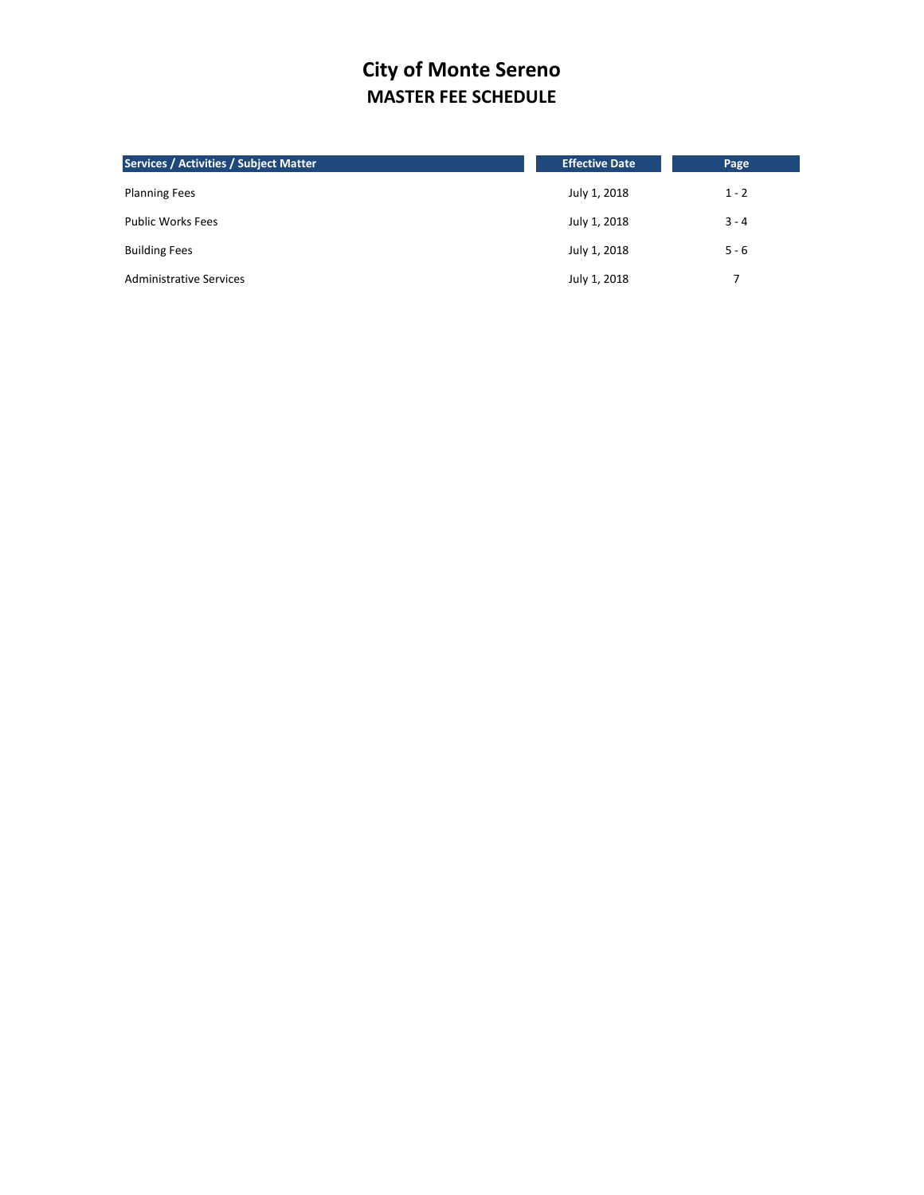# City of Monte Sereno
## MASTER FEE SCHEDULE

| Services / Activities / Subject Matter | Effective Date | Page |
|---|---|---|
| Planning Fees | July 1, 2018 | 1 - 2 |
| Public Works Fees | July 1, 2018 | 3 - 4 |
| Building Fees | July 1, 2018 | 5 - 6 |
| Administrative Services | July 1, 2018 | 7 |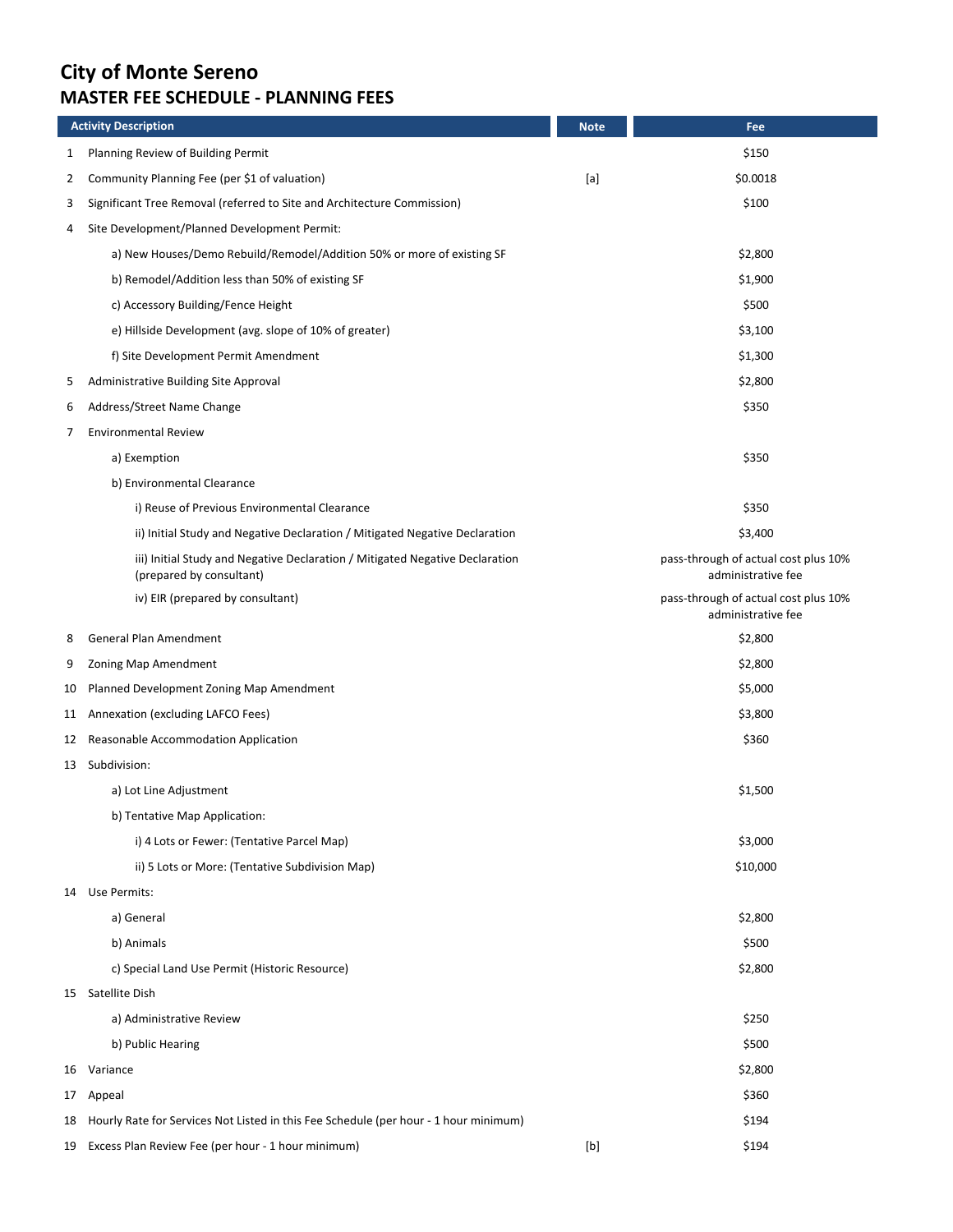# City of Monte Sereno
## MASTER FEE SCHEDULE - PLANNING FEES

| | Activity Description | Note | Fee |
|---|---|---|---|
| 1 | Planning Review of Building Permit | | $150 |
| 2 | Community Planning Fee (per $1 of valuation) | [a] | $0.0018 |
| 3 | Significant Tree Removal (referred to Site and Architecture Commission) | | $100 |
| 4 | Site Development/Planned Development Permit: | | |
| | a) New Houses/Demo Rebuild/Remodel/Addition 50% or more of existing SF | | $2,800 |
| | b) Remodel/Addition less than 50% of existing SF | | $1,900 |
| | c) Accessory Building/Fence Height | | $500 |
| | e) Hillside Development (avg. slope of 10% of greater) | | $3,100 |
| | f) Site Development Permit Amendment | | $1,300 |
| 5 | Administrative Building Site Approval | | $2,800 |
| 6 | Address/Street Name Change | | $350 |
| 7 | Environmental Review | | |
| | a) Exemption | | $350 |
| | b) Environmental Clearance | | |
| | i) Reuse of Previous Environmental Clearance | | $350 |
| | ii) Initial Study and Negative Declaration / Mitigated Negative Declaration | | $3,400 |
| | iii) Initial Study and Negative Declaration / Mitigated Negative Declaration (prepared by consultant) | | pass-through of actual cost plus 10% administrative fee |
| | iv) EIR (prepared by consultant) | | pass-through of actual cost plus 10% administrative fee |
| 8 | General Plan Amendment | | $2,800 |
| 9 | Zoning Map Amendment | | $2,800 |
| 10 | Planned Development Zoning Map Amendment | | $5,000 |
| 11 | Annexation (excluding LAFCO Fees) | | $3,800 |
| 12 | Reasonable Accommodation Application | | $360 |
| 13 | Subdivision: | | |
| | a) Lot Line Adjustment | | $1,500 |
| | b) Tentative Map Application: | | |
| | i) 4 Lots or Fewer: (Tentative Parcel Map) | | $3,000 |
| | ii) 5 Lots or More: (Tentative Subdivision Map) | | $10,000 |
| 14 | Use Permits: | | |
| | a) General | | $2,800 |
| | b) Animals | | $500 |
| | c) Special Land Use Permit (Historic Resource) | | $2,800 |
| 15 | Satellite Dish | | |
| | a) Administrative Review | | $250 |
| | b) Public Hearing | | $500 |
| 16 | Variance | | $2,800 |
| 17 | Appeal | | $360 |
| 18 | Hourly Rate for Services Not Listed in this Fee Schedule (per hour - 1 hour minimum) | | $194 |
| 19 | Excess Plan Review Fee (per hour - 1 hour minimum) | [b] | $194 |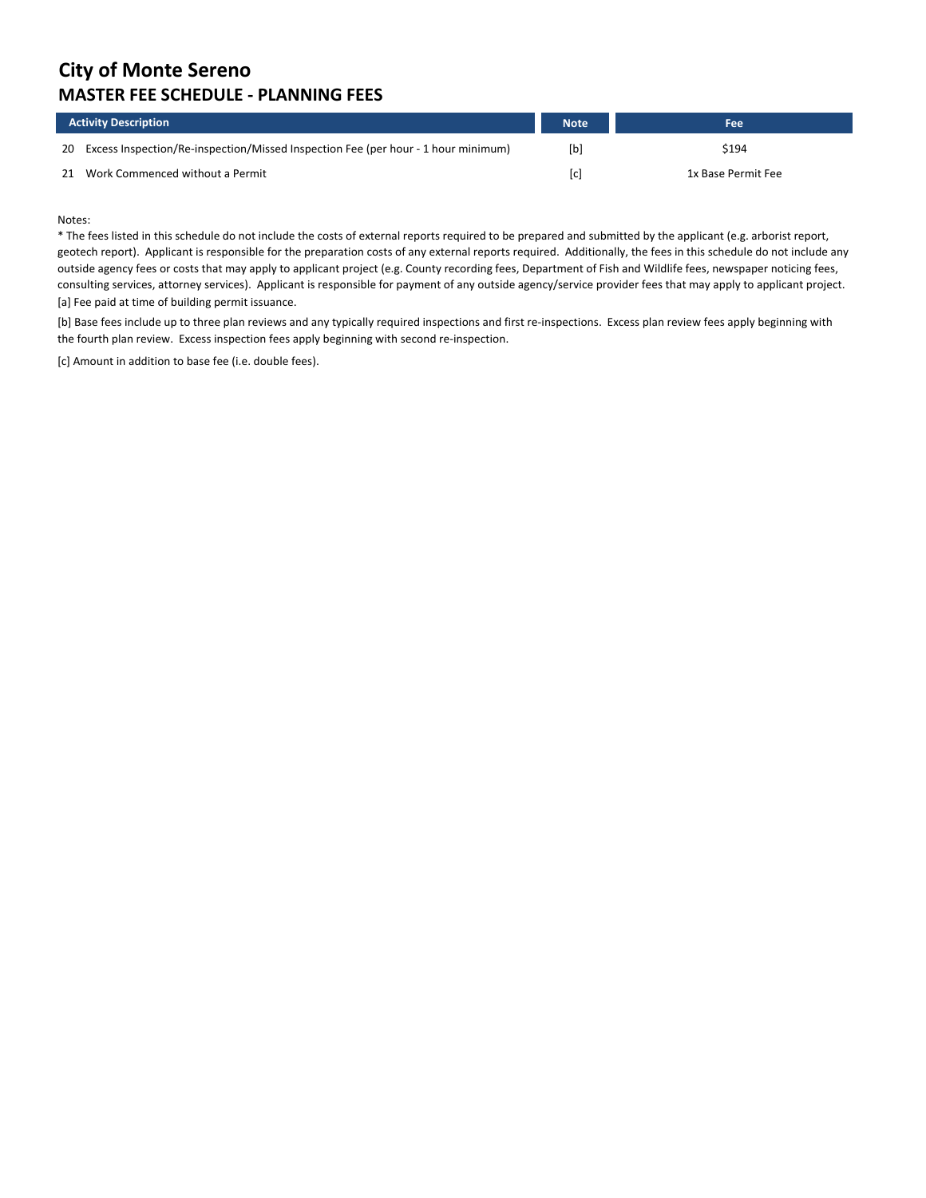# City of Monte Sereno
## MASTER FEE SCHEDULE - PLANNING FEES

| | Activity Description | Note | Fee |
|---|---|---|---|
| 20 | Excess Inspection/Re-inspection/Missed Inspection Fee (per hour - 1 hour minimum) | [b] | $194 |
| 21 | Work Commenced without a Permit | [c] | 1x Base Permit Fee |

Notes:

* The fees listed in this schedule do not include the costs of external reports required to be prepared and submitted by the applicant (e.g. arborist report, geotech report). Applicant is responsible for the preparation costs of any external reports required. Additionally, the fees in this schedule do not include any outside agency fees or costs that may apply to applicant project (e.g. County recording fees, Department of Fish and Wildlife fees, newspaper noticing fees, consulting services, attorney services). Applicant is responsible for payment of any outside agency/service provider fees that may apply to applicant project.

[a] Fee paid at time of building permit issuance.

[b] Base fees include up to three plan reviews and any typically required inspections and first re-inspections. Excess plan review fees apply beginning with the fourth plan review. Excess inspection fees apply beginning with second re-inspection.

[c] Amount in addition to base fee (i.e. double fees).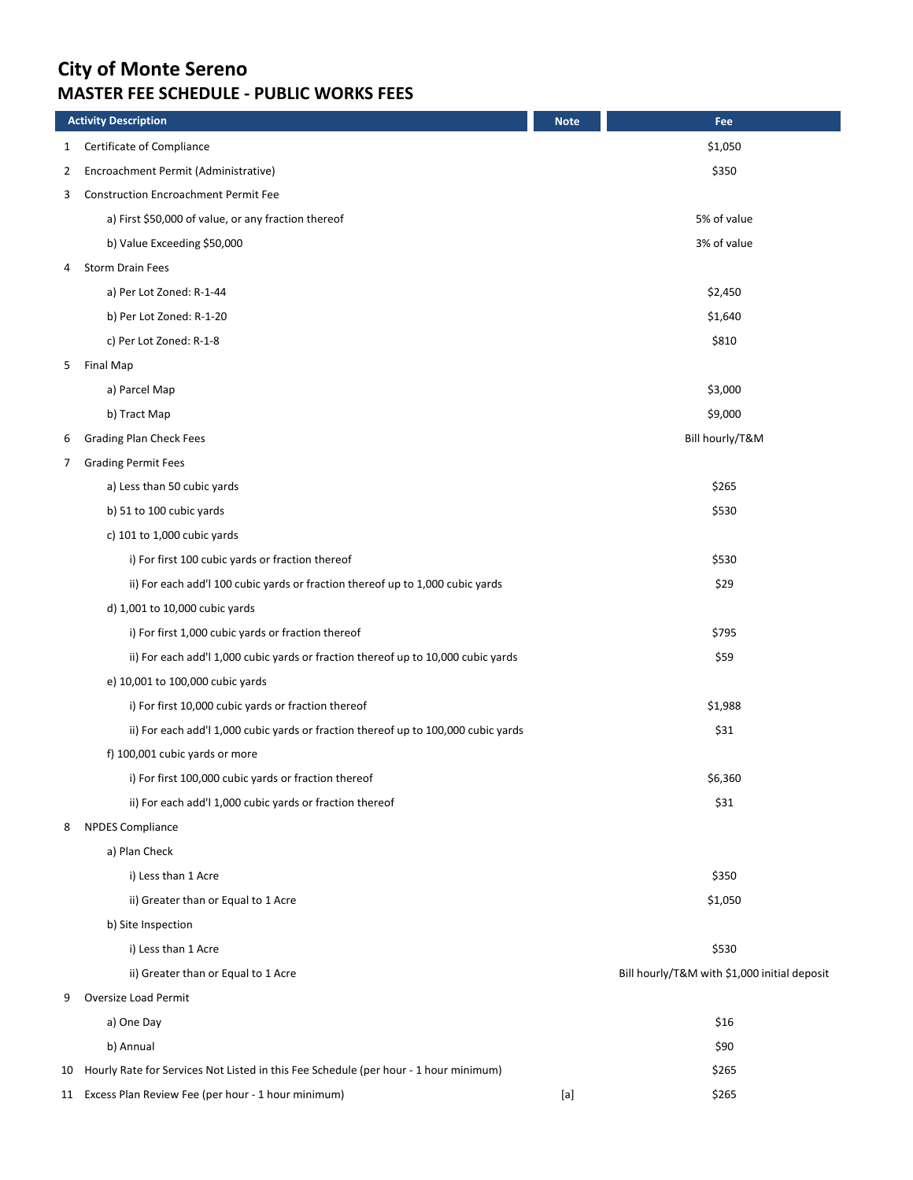# City of Monte Sereno
## MASTER FEE SCHEDULE - PUBLIC WORKS FEES

| | Activity Description | Note | Fee |
|---|---|---|---|
| 1 | Certificate of Compliance | | $1,050 |
| 2 | Encroachment Permit (Administrative) | | $350 |
| 3 | Construction Encroachment Permit Fee | | |
| | a) First $50,000 of value, or any fraction thereof | | 5% of value |
| | b) Value Exceeding $50,000 | | 3% of value |
| 4 | Storm Drain Fees | | |
| | a) Per Lot Zoned: R-1-44 | | $2,450 |
| | b) Per Lot Zoned: R-1-20 | | $1,640 |
| | c) Per Lot Zoned: R-1-8 | | $810 |
| 5 | Final Map | | |
| | a) Parcel Map | | $3,000 |
| | b) Tract Map | | $9,000 |
| 6 | Grading Plan Check Fees | | Bill hourly/T&M |
| 7 | Grading Permit Fees | | |
| | a) Less than 50 cubic yards | | $265 |
| | b) 51 to 100 cubic yards | | $530 |
| | c) 101 to 1,000 cubic yards | | |
| | i) For first 100 cubic yards or fraction thereof | | $530 |
| | ii) For each add'l 100 cubic yards or fraction thereof up to 1,000 cubic yards | | $29 |
| | d) 1,001 to 10,000 cubic yards | | |
| | i) For first 1,000 cubic yards or fraction thereof | | $795 |
| | ii) For each add'l 1,000 cubic yards or fraction thereof up to 10,000 cubic yards | | $59 |
| | e) 10,001 to 100,000 cubic yards | | |
| | i) For first 10,000 cubic yards or fraction thereof | | $1,988 |
| | ii) For each add'l 1,000 cubic yards or fraction thereof up to 100,000 cubic yards | | $31 |
| | f) 100,001 cubic yards or more | | |
| | i) For first 100,000 cubic yards or fraction thereof | | $6,360 |
| | ii) For each add'l 1,000 cubic yards or fraction thereof | | $31 |
| 8 | NPDES Compliance | | |
| | a) Plan Check | | |
| | i) Less than 1 Acre | | $350 |
| | ii) Greater than or Equal to 1 Acre | | $1,050 |
| | b) Site Inspection | | |
| | i) Less than 1 Acre | | $530 |
| | ii) Greater than or Equal to 1 Acre | | Bill hourly/T&M with $1,000 initial deposit |
| 9 | Oversize Load Permit | | |
| | a) One Day | | $16 |
| | b) Annual | | $90 |
| 10 | Hourly Rate for Services Not Listed in this Fee Schedule (per hour - 1 hour minimum) | | $265 |
| 11 | Excess Plan Review Fee (per hour - 1 hour minimum) | [a] | $265 |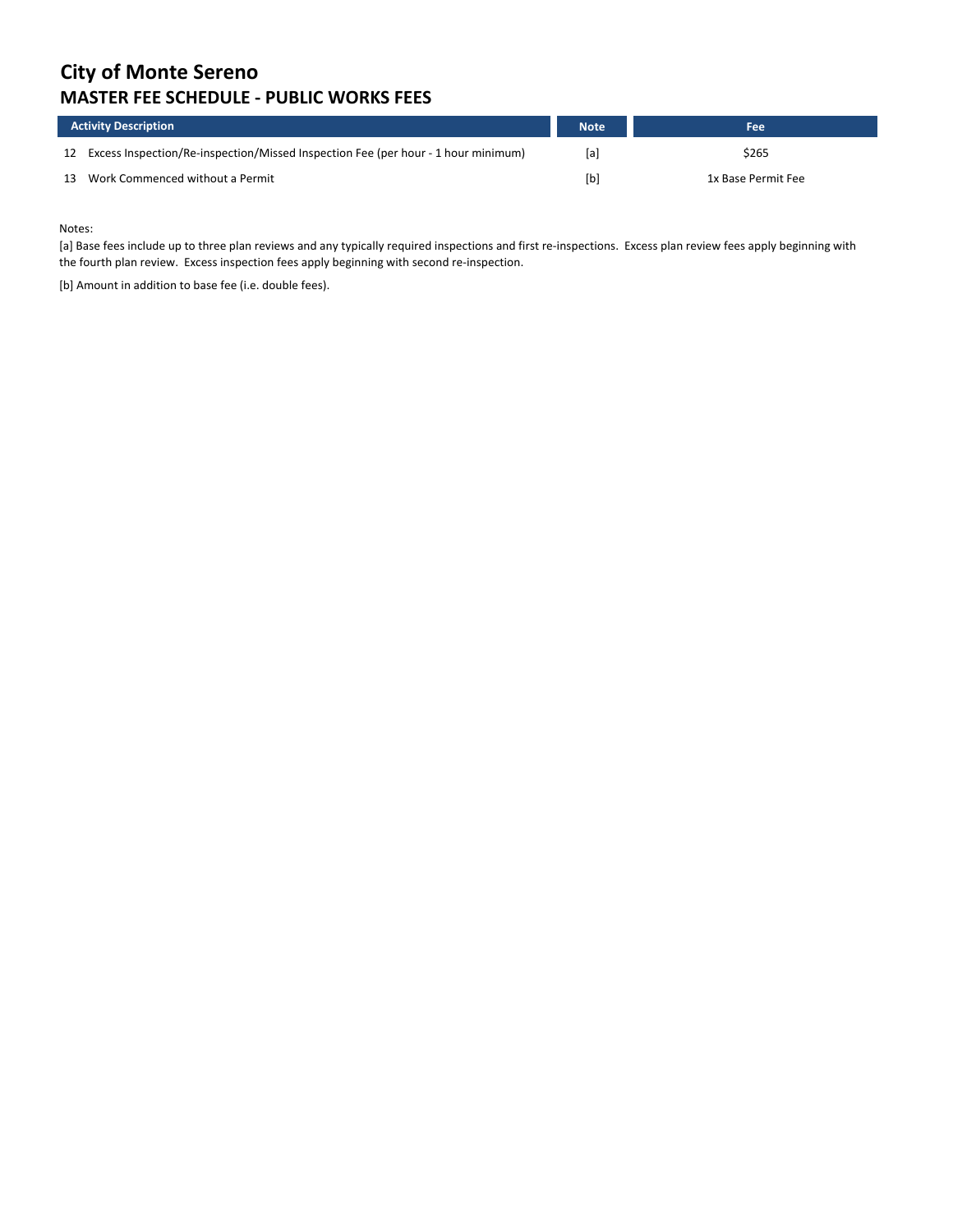# City of Monte Sereno
## MASTER FEE SCHEDULE - PUBLIC WORKS FEES

| | Activity Description | Note | Fee |
|---|---|---|---|
| 12 | Excess Inspection/Re-inspection/Missed Inspection Fee (per hour - 1 hour minimum) | [a] | $265 |
| 13 | Work Commenced without a Permit | [b] | 1x Base Permit Fee |

Notes:

[a] Base fees include up to three plan reviews and any typically required inspections and first re-inspections. Excess plan review fees apply beginning with the fourth plan review. Excess inspection fees apply beginning with second re-inspection.

[b] Amount in addition to base fee (i.e. double fees).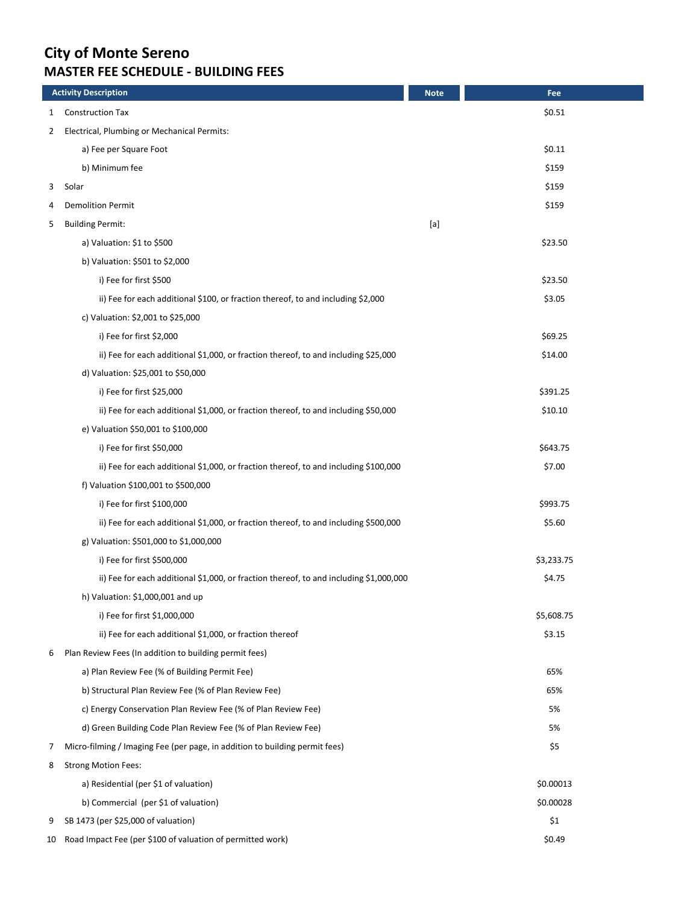# City of Monte Sereno
## MASTER FEE SCHEDULE - BUILDING FEES

| | Activity Description | Note | Fee |
|---|---|---|---|
| 1 | Construction Tax | | $0.51 |
| 2 | Electrical, Plumbing or Mechanical Permits: | | |
| | a) Fee per Square Foot | | $0.11 |
| | b) Minimum fee | | $159 |
| 3 | Solar | | $159 |
| 4 | Demolition Permit | | $159 |
| 5 | Building Permit: | [a] | |
| | a) Valuation: $1 to $500 | | $23.50 |
| | b) Valuation: $501 to $2,000 | | |
| | i) Fee for first $500 | | $23.50 |
| | ii) Fee for each additional $100, or fraction thereof, to and including $2,000 | | $3.05 |
| | c) Valuation: $2,001 to $25,000 | | |
| | i) Fee for first $2,000 | | $69.25 |
| | ii) Fee for each additional $1,000, or fraction thereof, to and including $25,000 | | $14.00 |
| | d) Valuation: $25,001 to $50,000 | | |
| | i) Fee for first $25,000 | | $391.25 |
| | ii) Fee for each additional $1,000, or fraction thereof, to and including $50,000 | | $10.10 |
| | e) Valuation $50,001 to $100,000 | | |
| | i) Fee for first $50,000 | | $643.75 |
| | ii) Fee for each additional $1,000, or fraction thereof, to and including $100,000 | | $7.00 |
| | f) Valuation $100,001 to $500,000 | | |
| | i) Fee for first $100,000 | | $993.75 |
| | ii) Fee for each additional $1,000, or fraction thereof, to and including $500,000 | | $5.60 |
| | g) Valuation: $501,000 to $1,000,000 | | |
| | i) Fee for first $500,000 | | $3,233.75 |
| | ii) Fee for each additional $1,000, or fraction thereof, to and including $1,000,000 | | $4.75 |
| | h) Valuation: $1,000,001 and up | | |
| | i) Fee for first $1,000,000 | | $5,608.75 |
| | ii) Fee for each additional $1,000, or fraction thereof | | $3.15 |
| 6 | Plan Review Fees (In addition to building permit fees) | | |
| | a) Plan Review Fee (% of Building Permit Fee) | | 65% |
| | b) Structural Plan Review Fee (% of Plan Review Fee) | | 65% |
| | c) Energy Conservation Plan Review Fee (% of Plan Review Fee) | | 5% |
| | d) Green Building Code Plan Review Fee (% of Plan Review Fee) | | 5% |
| 7 | Micro-filming / Imaging Fee (per page, in addition to building permit fees) | | $5 |
| 8 | Strong Motion Fees: | | |
| | a) Residential (per $1 of valuation) | | $0.00013 |
| | b) Commercial (per $1 of valuation) | | $0.00028 |
| 9 | SB 1473 (per $25,000 of valuation) | | $1 |
| 10 | Road Impact Fee (per $100 of valuation of permitted work) | | $0.49 |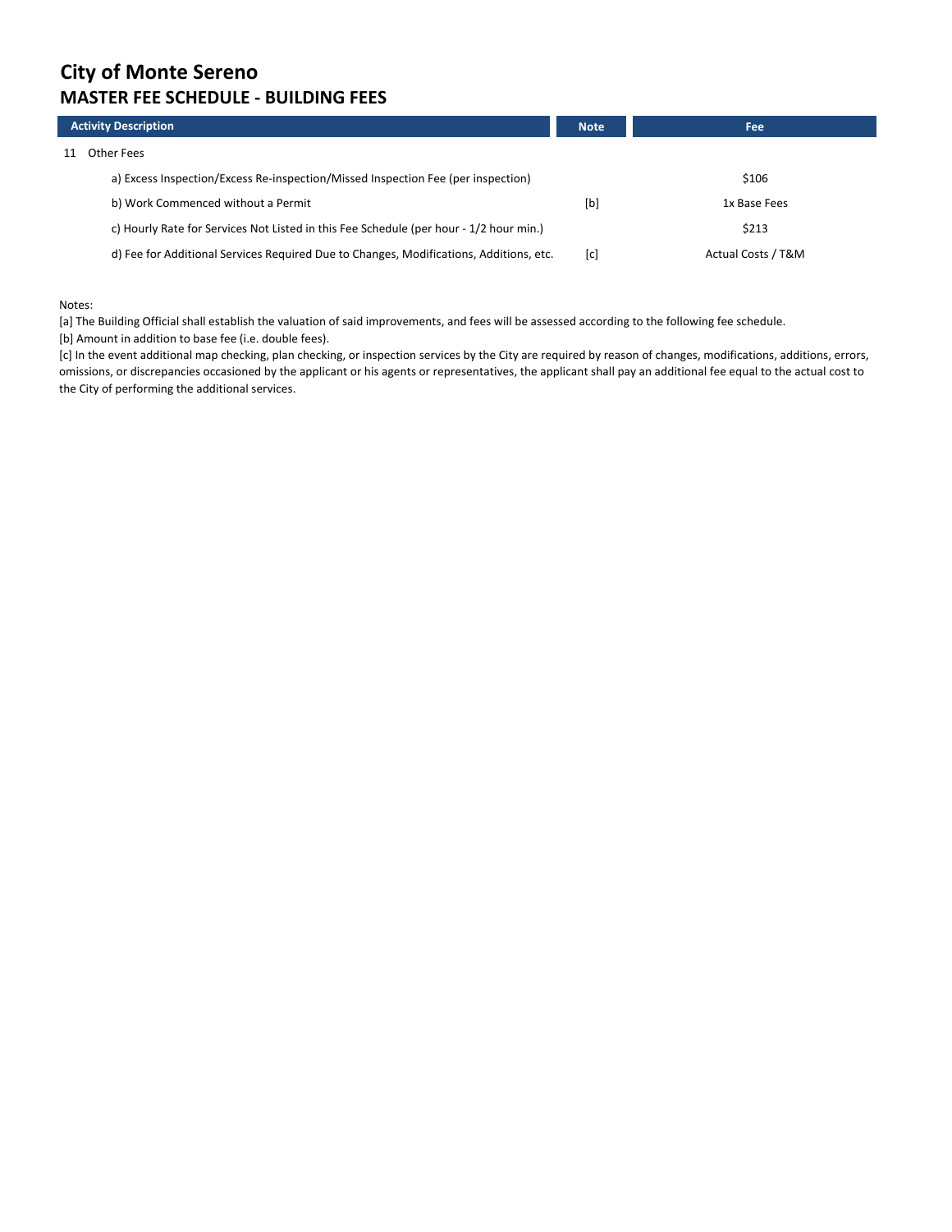# City of Monte Sereno
## MASTER FEE SCHEDULE - BUILDING FEES

| Activity Description | Note | Fee |
|---|---|---|
| 11 Other Fees | | |
| a) Excess Inspection/Excess Re-inspection/Missed Inspection Fee (per inspection) | | $106 |
| b) Work Commenced without a Permit | [b] | 1x Base Fees |
| c) Hourly Rate for Services Not Listed in this Fee Schedule (per hour - 1/2 hour min.) | | $213 |
| d) Fee for Additional Services Required Due to Changes, Modifications, Additions, etc. | [c] | Actual Costs / T&M |

Notes:

[a] The Building Official shall establish the valuation of said improvements, and fees will be assessed according to the following fee schedule.

[b] Amount in addition to base fee (i.e. double fees).

[c] In the event additional map checking, plan checking, or inspection services by the City are required by reason of changes, modifications, additions, errors, omissions, or discrepancies occasioned by the applicant or his agents or representatives, the applicant shall pay an additional fee equal to the actual cost to the City of performing the additional services.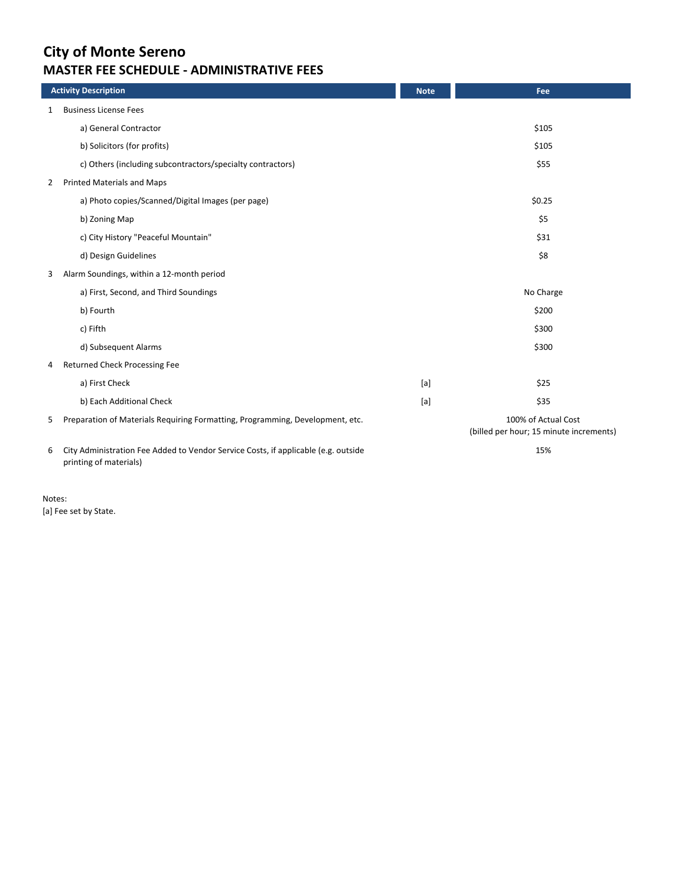# City of Monte Sereno

## MASTER FEE SCHEDULE - ADMINISTRATIVE FEES

| | Activity Description | Note | Fee |
|---|---|---|---|
| 1 | Business License Fees | | |
| | a) General Contractor | | $105 |
| | b) Solicitors (for profits) | | $105 |
| | c) Others (including subcontractors/specialty contractors) | | $55 |
| 2 | Printed Materials and Maps | | |
| | a) Photo copies/Scanned/Digital Images (per page) | | $0.25 |
| | b) Zoning Map | | $5 |
| | c) City History "Peaceful Mountain" | | $31 |
| | d) Design Guidelines | | $8 |
| 3 | Alarm Soundings, within a 12-month period | | |
| | a) First, Second, and Third Soundings | | No Charge |
| | b) Fourth | | $200 |
| | c) Fifth | | $300 |
| | d) Subsequent Alarms | | $300 |
| 4 | Returned Check Processing Fee | | |
| | a) First Check | [a] | $25 |
| | b) Each Additional Check | [a] | $35 |
| 5 | Preparation of Materials Requiring Formatting, Programming, Development, etc. | | 100% of Actual Cost (billed per hour; 15 minute increments) |
| 6 | City Administration Fee Added to Vendor Service Costs, if applicable (e.g. outside printing of materials) | | 15% |

Notes:
[a] Fee set by State.